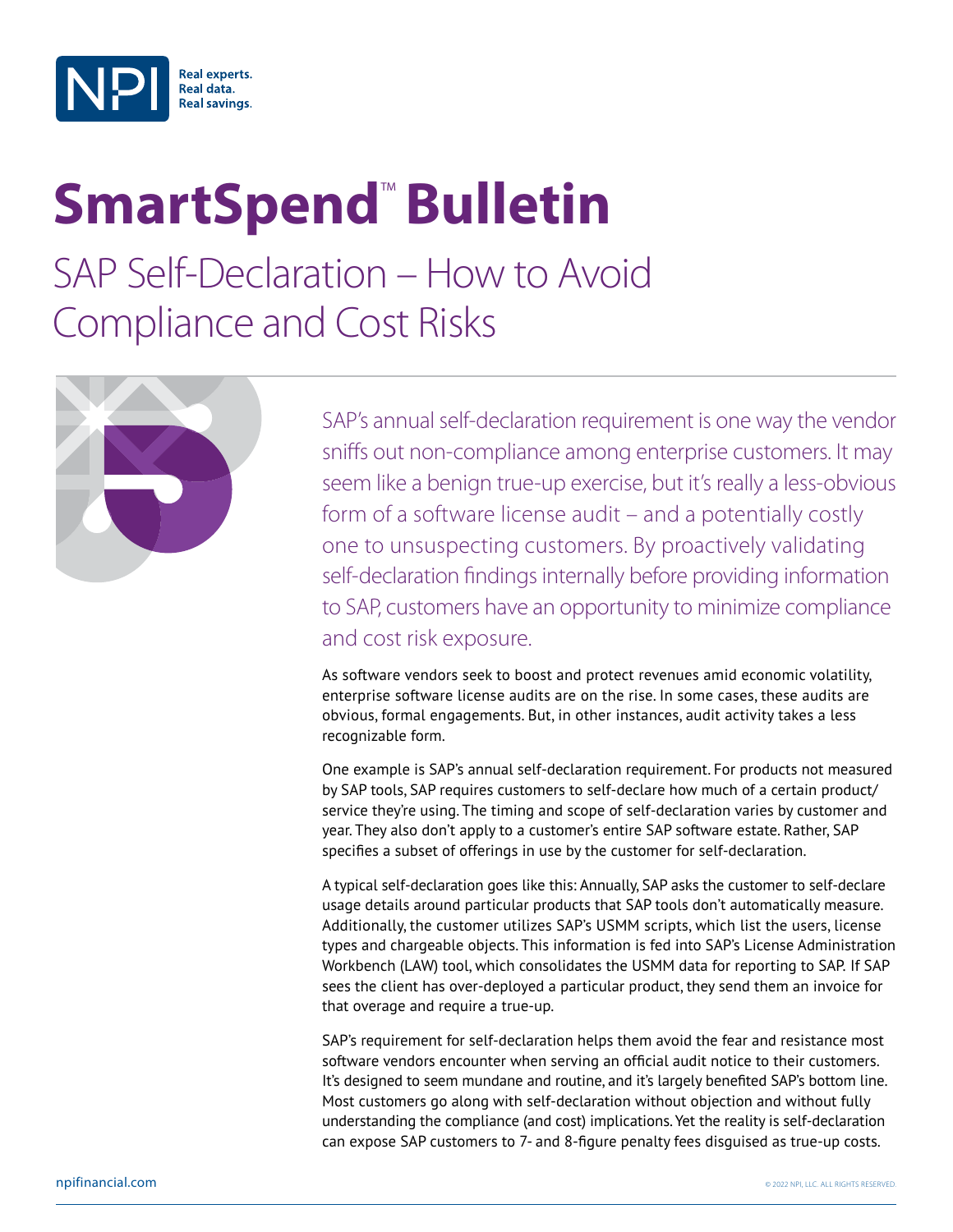# SmartSpend™ Bulletin

## SAP Self-Declaration – How to Avoid Compliance and Cost Risks

SAP's annual self-declaration requirement is one way the vendor sniffs out non-compliance among enterprise customers. It may seem like a benign true-up exercise, but it's really a less-obvious form of a software license audit – and a potentially costly one to unsuspecting customers. By proactively validating self-declaration findings internally before providing information to SAP, customers have an opportunity to minimize compliance and cost risk exposure.

As software vendors seek to boost and protect revenues amid economic volatility, enterprise software license audits are on the rise. In some cases, these audits are obvious, formal engagements. But, in other instances, audit activity takes a less recognizable form.

One example is SAP's annual self-declaration requirement. For products not measured by SAP tools, SAP requires customers to self-declare how much of a certain product/service they're using. The timing and scope of self-declaration varies by customer and year. They also don't apply to a customer's entire SAP software estate. Rather, SAP specifies a subset of offerings in use by the customer for self-declaration.

A typical self-declaration goes like this: Annually, SAP asks the customer to self-declare usage details around particular products that SAP tools don't automatically measure. Additionally, the customer utilizes SAP's USMM scripts, which list the users, license types and chargeable objects. This information is fed into SAP's License Administration Workbench (LAW) tool, which consolidates the USMM data for reporting to SAP. If SAP sees the client has over-deployed a particular product, they send them an invoice for that overage and require a true-up.

SAP's requirement for self-declaration helps them avoid the fear and resistance most software vendors encounter when serving an official audit notice to their customers. It's designed to seem mundane and routine, and it's largely benefited SAP's bottom line. Most customers go along with self-declaration without objection and without fully understanding the compliance (and cost) implications. Yet the reality is self-declaration can expose SAP customers to 7- and 8-figure penalty fees disguised as true-up costs.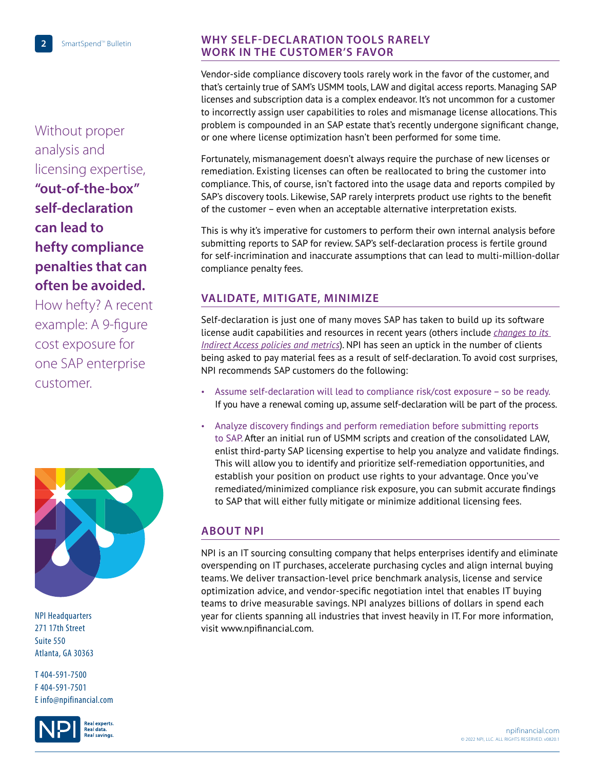Without proper analysis and licensing expertise, **"out-of-the-box" self-declaration can lead to hefty compliance penalties that can often be avoided.** How hefty? A recent example: A 9-figure cost exposure for one SAP enterprise customer.

## WHY SELF-DECLARATION TOOLS RARELY WORK IN THE CUSTOMER'S FAVOR

Vendor-side compliance discovery tools rarely work in the favor of the customer, and that's certainly true of SAM's USMM tools, LAW and digital access reports. Managing SAP licenses and subscription data is a complex endeavor. It's not uncommon for a customer to incorrectly assign user capabilities to roles and mismanage license allocations. This problem is compounded in an SAP estate that's recently undergone significant change, or one where license optimization hasn't been performed for some time.

Fortunately, mismanagement doesn't always require the purchase of new licenses or remediation. Existing licenses can often be reallocated to bring the customer into compliance. This, of course, isn't factored into the usage data and reports compiled by SAP's discovery tools. Likewise, SAP rarely interprets product use rights to the benefit of the customer – even when an acceptable alternative interpretation exists.

This is why it's imperative for customers to perform their own internal analysis before submitting reports to SAP for review. SAP's self-declaration process is fertile ground for self-incrimination and inaccurate assumptions that can lead to multi-million-dollar compliance penalty fees.

## VALIDATE, MITIGATE, MINIMIZE

Self-declaration is just one of many moves SAP has taken to build up its software license audit capabilities and resources in recent years (others include *changes to its Indirect Access policies and metrics*). NPI has seen an uptick in the number of clients being asked to pay material fees as a result of self-declaration. To avoid cost surprises, NPI recommends SAP customers do the following:

- Assume self-declaration will lead to compliance risk/cost exposure – so be ready. If you have a renewal coming up, assume self-declaration will be part of the process.
- Analyze discovery findings and perform remediation before submitting reports to SAP. After an initial run of USMM scripts and creation of the consolidated LAW, enlist third-party SAP licensing expertise to help you analyze and validate findings. This will allow you to identify and prioritize self-remediation opportunities, and establish your position on product use rights to your advantage. Once you've remediated/minimized compliance risk exposure, you can submit accurate findings to SAP that will either fully mitigate or minimize additional licensing fees.

## ABOUT NPI

NPI is an IT sourcing consulting company that helps enterprises identify and eliminate overspending on IT purchases, accelerate purchasing cycles and align internal buying teams. We deliver transaction-level price benchmark analysis, license and service optimization advice, and vendor-specific negotiation intel that enables IT buying teams to drive measurable savings. NPI analyzes billions of dollars in spend each year for clients spanning all industries that invest heavily in IT. For more information, visit www.npifinancial.com.

NPI Headquarters
271 17th Street
Suite 550
Atlanta, GA 30363

T 404-591-7500
F 404-591-7501
E info@npifinancial.com

NPI Real experts. Real data. Real savings.

npifinancial.com
© 2022 NPI, LLC. ALL RIGHTS RESERVED. v0820.1